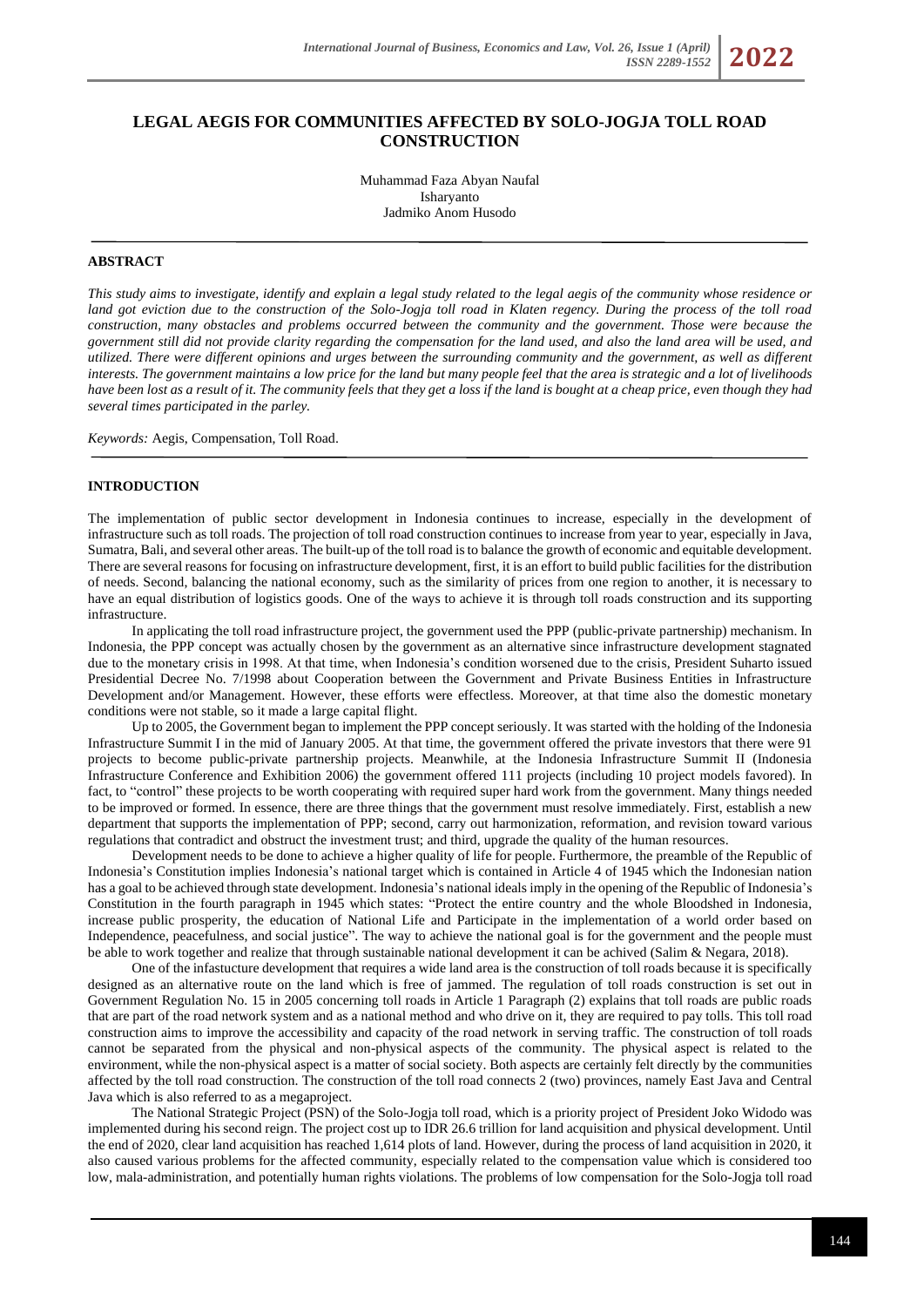# LEGAL AEGIS FOR COMMUNITIES AFFECTED BY SOLO-JOGJA TOLL ROAD CONSTRUCTION

Muhammad Faza Abyan Naufal
Isharyanto
Jadmiko Anom Husodo

## ABSTRACT

*This study aims to investigate, identify and explain a legal study related to the legal aegis of the community whose residence or land got eviction due to the construction of the Solo-Jogja toll road in Klaten regency. During the process of the toll road construction, many obstacles and problems occurred between the community and the government. Those were because the government still did not provide clarity regarding the compensation for the land used, and also the land area will be used, and utilized. There were different opinions and urges between the surrounding community and the government, as well as different interests. The government maintains a low price for the land but many people feel that the area is strategic and a lot of livelihoods have been lost as a result of it. The community feels that they get a loss if the land is bought at a cheap price, even though they had several times participated in the parley.*

*Keywords:* Aegis, Compensation, Toll Road.

## INTRODUCTION

The implementation of public sector development in Indonesia continues to increase, especially in the development of infrastructure such as toll roads. The projection of toll road construction continues to increase from year to year, especially in Java, Sumatra, Bali, and several other areas. The built-up of the toll road is to balance the growth of economic and equitable development. There are several reasons for focusing on infrastructure development, first, it is an effort to build public facilities for the distribution of needs. Second, balancing the national economy, such as the similarity of prices from one region to another, it is necessary to have an equal distribution of logistics goods. One of the ways to achieve it is through toll roads construction and its supporting infrastructure.

In applicating the toll road infrastructure project, the government used the PPP (public-private partnership) mechanism. In Indonesia, the PPP concept was actually chosen by the government as an alternative since infrastructure development stagnated due to the monetary crisis in 1998. At that time, when Indonesia's condition worsened due to the crisis, President Suharto issued Presidential Decree No. 7/1998 about Cooperation between the Government and Private Business Entities in Infrastructure Development and/or Management. However, these efforts were effectless. Moreover, at that time also the domestic monetary conditions were not stable, so it made a large capital flight.

Up to 2005, the Government began to implement the PPP concept seriously. It was started with the holding of the Indonesia Infrastructure Summit I in the mid of January 2005. At that time, the government offered the private investors that there were 91 projects to become public-private partnership projects. Meanwhile, at the Indonesia Infrastructure Summit II (Indonesia Infrastructure Conference and Exhibition 2006) the government offered 111 projects (including 10 project models favored). In fact, to "control" these projects to be worth cooperating with required super hard work from the government. Many things needed to be improved or formed. In essence, there are three things that the government must resolve immediately. First, establish a new department that supports the implementation of PPP; second, carry out harmonization, reformation, and revision toward various regulations that contradict and obstruct the investment trust; and third, upgrade the quality of the human resources.

Development needs to be done to achieve a higher quality of life for people. Furthermore, the preamble of the Republic of Indonesia's Constitution implies Indonesia's national target which is contained in Article 4 of 1945 which the Indonesian nation has a goal to be achieved through state development. Indonesia's national ideals imply in the opening of the Republic of Indonesia's Constitution in the fourth paragraph in 1945 which states: "Protect the entire country and the whole Bloodshed in Indonesia, increase public prosperity, the education of National Life and Participate in the implementation of a world order based on Independence, peacefulness, and social justice". The way to achieve the national goal is for the government and the people must be able to work together and realize that through sustainable national development it can be achived (Salim & Negara, 2018).

One of the infastucture development that requires a wide land area is the construction of toll roads because it is specifically designed as an alternative route on the land which is free of jammed. The regulation of toll roads construction is set out in Government Regulation No. 15 in 2005 concerning toll roads in Article 1 Paragraph (2) explains that toll roads are public roads that are part of the road network system and as a national method and who drive on it, they are required to pay tolls. This toll road construction aims to improve the accessibility and capacity of the road network in serving traffic. The construction of toll roads cannot be separated from the physical and non-physical aspects of the community. The physical aspect is related to the environment, while the non-physical aspect is a matter of social society. Both aspects are certainly felt directly by the communities affected by the toll road construction. The construction of the toll road connects 2 (two) provinces, namely East Java and Central Java which is also referred to as a megaproject.

The National Strategic Project (PSN) of the Solo-Jogja toll road, which is a priority project of President Joko Widodo was implemented during his second reign. The project cost up to IDR 26.6 trillion for land acquisition and physical development. Until the end of 2020, clear land acquisition has reached 1,614 plots of land. However, during the process of land acquisition in 2020, it also caused various problems for the affected community, especially related to the compensation value which is considered too low, mala-administration, and potentially human rights violations. The problems of low compensation for the Solo-Jogja toll road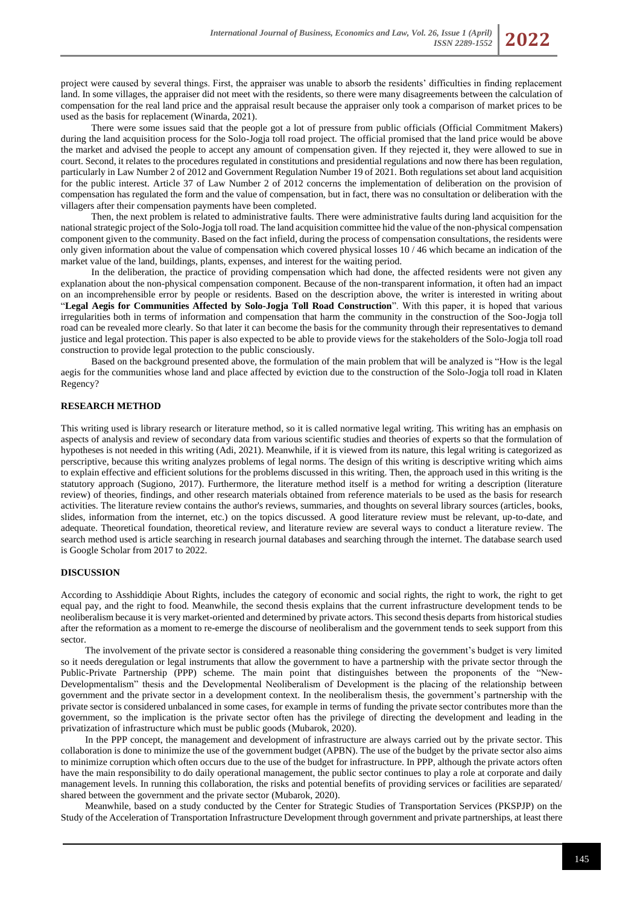project were caused by several things. First, the appraiser was unable to absorb the residents' difficulties in finding replacement land. In some villages, the appraiser did not meet with the residents, so there were many disagreements between the calculation of compensation for the real land price and the appraisal result because the appraiser only took a comparison of market prices to be used as the basis for replacement (Winarda, 2021).

There were some issues said that the people got a lot of pressure from public officials (Official Commitment Makers) during the land acquisition process for the Solo-Jogja toll road project. The official promised that the land price would be above the market and advised the people to accept any amount of compensation given. If they rejected it, they were allowed to sue in court. Second, it relates to the procedures regulated in constitutions and presidential regulations and now there has been regulation, particularly in Law Number 2 of 2012 and Government Regulation Number 19 of 2021. Both regulations set about land acquisition for the public interest. Article 37 of Law Number 2 of 2012 concerns the implementation of deliberation on the provision of compensation has regulated the form and the value of compensation, but in fact, there was no consultation or deliberation with the villagers after their compensation payments have been completed.

Then, the next problem is related to administrative faults. There were administrative faults during land acquisition for the national strategic project of the Solo-Jogja toll road. The land acquisition committee hid the value of the non-physical compensation component given to the community. Based on the fact infield, during the process of compensation consultations, the residents were only given information about the value of compensation which covered physical losses 10 / 46 which became an indication of the market value of the land, buildings, plants, expenses, and interest for the waiting period.

In the deliberation, the practice of providing compensation which had done, the affected residents were not given any explanation about the non-physical compensation component. Because of the non-transparent information, it often had an impact on an incomprehensible error by people or residents. Based on the description above, the writer is interested in writing about "**Legal Aegis for Communities Affected by Solo-Jogja Toll Road Construction**". With this paper, it is hoped that various irregularities both in terms of information and compensation that harm the community in the construction of the Soo-Jogja toll road can be revealed more clearly. So that later it can become the basis for the community through their representatives to demand justice and legal protection. This paper is also expected to be able to provide views for the stakeholders of the Solo-Jogja toll road construction to provide legal protection to the public consciously.

Based on the background presented above, the formulation of the main problem that will be analyzed is "How is the legal aegis for the communities whose land and place affected by eviction due to the construction of the Solo-Jogja toll road in Klaten Regency?

## RESEARCH METHOD

This writing used is library research or literature method, so it is called normative legal writing. This writing has an emphasis on aspects of analysis and review of secondary data from various scientific studies and theories of experts so that the formulation of hypotheses is not needed in this writing (Adi, 2021). Meanwhile, if it is viewed from its nature, this legal writing is categorized as perscriptive, because this writing analyzes problems of legal norms. The design of this writing is descriptive writing which aims to explain effective and efficient solutions for the problems discussed in this writing. Then, the approach used in this writing is the statutory approach (Sugiono, 2017). Furthermore, the literature method itself is a method for writing a description (literature review) of theories, findings, and other research materials obtained from reference materials to be used as the basis for research activities. The literature review contains the author's reviews, summaries, and thoughts on several library sources (articles, books, slides, information from the internet, etc.) on the topics discussed. A good literature review must be relevant, up-to-date, and adequate. Theoretical foundation, theoretical review, and literature review are several ways to conduct a literature review. The search method used is article searching in research journal databases and searching through the internet. The database search used is Google Scholar from 2017 to 2022.

## DISCUSSION

According to Asshiddiqie About Rights, includes the category of economic and social rights, the right to work, the right to get equal pay, and the right to food. Meanwhile, the second thesis explains that the current infrastructure development tends to be neoliberalism because it is very market-oriented and determined by private actors. This second thesis departs from historical studies after the reformation as a moment to re-emerge the discourse of neoliberalism and the government tends to seek support from this sector.

The involvement of the private sector is considered a reasonable thing considering the government's budget is very limited so it needs deregulation or legal instruments that allow the government to have a partnership with the private sector through the Public-Private Partnership (PPP) scheme. The main point that distinguishes between the proponents of the "New-Developmentalism" thesis and the Developmental Neoliberalism of Development is the placing of the relationship between government and the private sector in a development context. In the neoliberalism thesis, the government's partnership with the private sector is considered unbalanced in some cases, for example in terms of funding the private sector contributes more than the government, so the implication is the private sector often has the privilege of directing the development and leading in the privatization of infrastructure which must be public goods (Mubarok, 2020).

In the PPP concept, the management and development of infrastructure are always carried out by the private sector. This collaboration is done to minimize the use of the government budget (APBN). The use of the budget by the private sector also aims to minimize corruption which often occurs due to the use of the budget for infrastructure. In PPP, although the private actors often have the main responsibility to do daily operational management, the public sector continues to play a role at corporate and daily management levels. In running this collaboration, the risks and potential benefits of providing services or facilities are separated/ shared between the government and the private sector (Mubarok, 2020).

Meanwhile, based on a study conducted by the Center for Strategic Studies of Transportation Services (PKSPJP) on the Study of the Acceleration of Transportation Infrastructure Development through government and private partnerships, at least there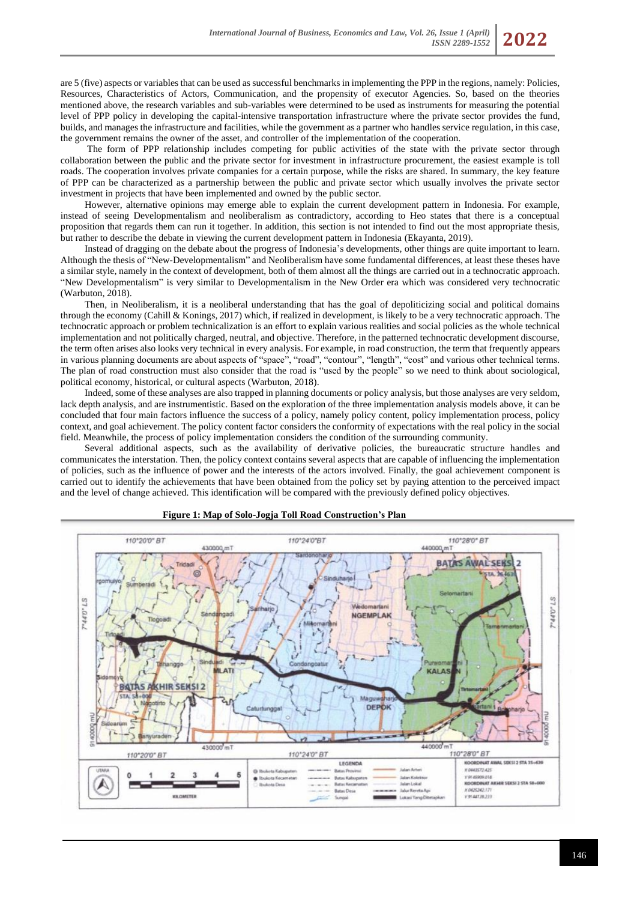are 5 (five) aspects or variables that can be used as successful benchmarks in implementing the PPP in the regions, namely: Policies, Resources, Characteristics of Actors, Communication, and the propensity of executor Agencies. So, based on the theories mentioned above, the research variables and sub-variables were determined to be used as instruments for measuring the potential level of PPP policy in developing the capital-intensive transportation infrastructure where the private sector provides the fund, builds, and manages the infrastructure and facilities, while the government as a partner who handles service regulation, in this case, the government remains the owner of the asset, and controller of the implementation of the cooperation.

The form of PPP relationship includes competing for public activities of the state with the private sector through collaboration between the public and the private sector for investment in infrastructure procurement, the easiest example is toll roads. The cooperation involves private companies for a certain purpose, while the risks are shared. In summary, the key feature of PPP can be characterized as a partnership between the public and private sector which usually involves the private sector investment in projects that have been implemented and owned by the public sector.

However, alternative opinions may emerge able to explain the current development pattern in Indonesia. For example, instead of seeing Developmentalism and neoliberalism as contradictory, according to Heo states that there is a conceptual proposition that regards them can run it together. In addition, this section is not intended to find out the most appropriate thesis, but rather to describe the debate in viewing the current development pattern in Indonesia (Ekayanta, 2019).

Instead of dragging on the debate about the progress of Indonesia's developments, other things are quite important to learn. Although the thesis of "New-Developmentalism" and Neoliberalism have some fundamental differences, at least these theses have a similar style, namely in the context of development, both of them almost all the things are carried out in a technocratic approach. "New Developmentalism" is very similar to Developmentalism in the New Order era which was considered very technocratic (Warbuton, 2018).

Then, in Neoliberalism, it is a neoliberal understanding that has the goal of depoliticizing social and political domains through the economy (Cahill & Konings, 2017) which, if realized in development, is likely to be a very technocratic approach. The technocratic approach or problem technicalization is an effort to explain various realities and social policies as the whole technical implementation and not politically charged, neutral, and objective. Therefore, in the patterned technocratic development discourse, the term often arises also looks very technical in every analysis. For example, in road construction, the term that frequently appears in various planning documents are about aspects of "space", "road", "contour", "length", "cost" and various other technical terms. The plan of road construction must also consider that the road is "used by the people" so we need to think about sociological, political economy, historical, or cultural aspects (Warbuton, 2018).

Indeed, some of these analyses are also trapped in planning documents or policy analysis, but those analyses are very seldom, lack depth analysis, and are instrumentistic. Based on the exploration of the three implementation analysis models above, it can be concluded that four main factors influence the success of a policy, namely policy content, policy implementation process, policy context, and goal achievement. The policy content factor considers the conformity of expectations with the real policy in the social field. Meanwhile, the process of policy implementation considers the condition of the surrounding community.

Several additional aspects, such as the availability of derivative policies, the bureaucratic structure handles and communicates the interstation. Then, the policy context contains several aspects that are capable of influencing the implementation of policies, such as the influence of power and the interests of the actors involved. Finally, the goal achievement component is carried out to identify the achievements that have been obtained from the policy set by paying attention to the perceived impact and the level of change achieved. This identification will be compared with the previously defined policy objectives.

**Figure 1: Map of Solo-Jogja Toll Road Construction's Plan**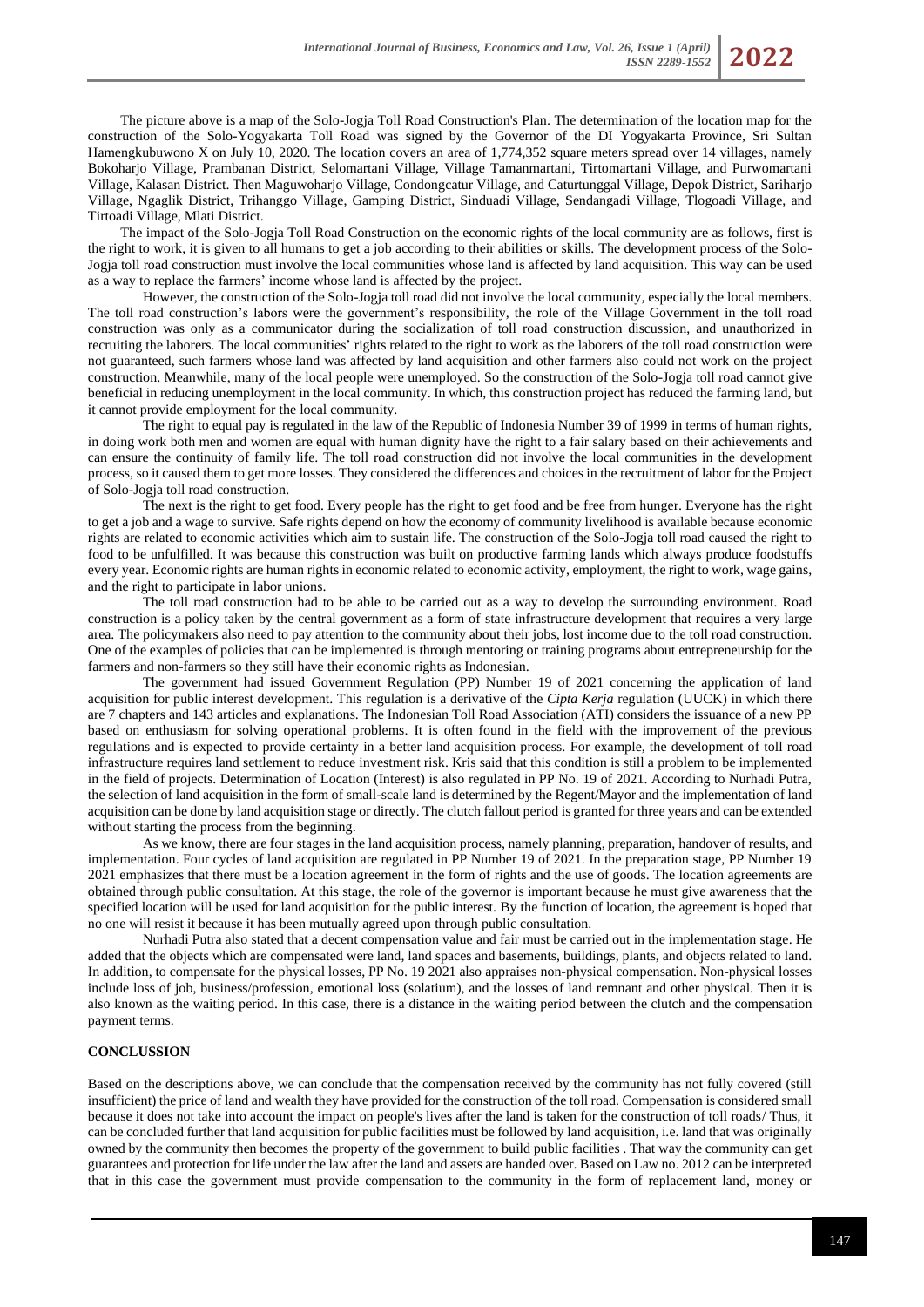The picture above is a map of the Solo-Jogja Toll Road Construction's Plan. The determination of the location map for the construction of the Solo-Yogyakarta Toll Road was signed by the Governor of the DI Yogyakarta Province, Sri Sultan Hamengkubuwono X on July 10, 2020. The location covers an area of 1,774,352 square meters spread over 14 villages, namely Bokoharjo Village, Prambanan District, Selomartani Village, Village Tamanmartani, Tirtomartani Village, and Purwomartani Village, Kalasan District. Then Maguwoharjo Village, Condongcatur Village, and Caturtunggal Village, Depok District, Sariharjo Village, Ngaglik District, Trihanggo Village, Gamping District, Sinduadi Village, Sendangadi Village, Tlogoadi Village, and Tirtoadi Village, Mlati District.

The impact of the Solo-Jogja Toll Road Construction on the economic rights of the local community are as follows, first is the right to work, it is given to all humans to get a job according to their abilities or skills. The development process of the Solo-Jogja toll road construction must involve the local communities whose land is affected by land acquisition. This way can be used as a way to replace the farmers' income whose land is affected by the project.

However, the construction of the Solo-Jogja toll road did not involve the local community, especially the local members. The toll road construction's labors were the government's responsibility, the role of the Village Government in the toll road construction was only as a communicator during the socialization of toll road construction discussion, and unauthorized in recruiting the laborers. The local communities' rights related to the right to work as the laborers of the toll road construction were not guaranteed, such farmers whose land was affected by land acquisition and other farmers also could not work on the project construction. Meanwhile, many of the local people were unemployed. So the construction of the Solo-Jogja toll road cannot give beneficial in reducing unemployment in the local community. In which, this construction project has reduced the farming land, but it cannot provide employment for the local community.

The right to equal pay is regulated in the law of the Republic of Indonesia Number 39 of 1999 in terms of human rights, in doing work both men and women are equal with human dignity have the right to a fair salary based on their achievements and can ensure the continuity of family life. The toll road construction did not involve the local communities in the development process, so it caused them to get more losses. They considered the differences and choices in the recruitment of labor for the Project of Solo-Jogja toll road construction.

The next is the right to get food. Every people has the right to get food and be free from hunger. Everyone has the right to get a job and a wage to survive. Safe rights depend on how the economy of community livelihood is available because economic rights are related to economic activities which aim to sustain life. The construction of the Solo-Jogja toll road caused the right to food to be unfulfilled. It was because this construction was built on productive farming lands which always produce foodstuffs every year. Economic rights are human rights in economic related to economic activity, employment, the right to work, wage gains, and the right to participate in labor unions.

The toll road construction had to be able to be carried out as a way to develop the surrounding environment. Road construction is a policy taken by the central government as a form of state infrastructure development that requires a very large area. The policymakers also need to pay attention to the community about their jobs, lost income due to the toll road construction. One of the examples of policies that can be implemented is through mentoring or training programs about entrepreneurship for the farmers and non-farmers so they still have their economic rights as Indonesian.

The government had issued Government Regulation (PP) Number 19 of 2021 concerning the application of land acquisition for public interest development. This regulation is a derivative of the *Cipta Kerja* regulation (UUCK) in which there are 7 chapters and 143 articles and explanations. The Indonesian Toll Road Association (ATI) considers the issuance of a new PP based on enthusiasm for solving operational problems. It is often found in the field with the improvement of the previous regulations and is expected to provide certainty in a better land acquisition process. For example, the development of toll road infrastructure requires land settlement to reduce investment risk. Kris said that this condition is still a problem to be implemented in the field of projects. Determination of Location (Interest) is also regulated in PP No. 19 of 2021. According to Nurhadi Putra, the selection of land acquisition in the form of small-scale land is determined by the Regent/Mayor and the implementation of land acquisition can be done by land acquisition stage or directly. The clutch fallout period is granted for three years and can be extended without starting the process from the beginning.

As we know, there are four stages in the land acquisition process, namely planning, preparation, handover of results, and implementation. Four cycles of land acquisition are regulated in PP Number 19 of 2021. In the preparation stage, PP Number 19 2021 emphasizes that there must be a location agreement in the form of rights and the use of goods. The location agreements are obtained through public consultation. At this stage, the role of the governor is important because he must give awareness that the specified location will be used for land acquisition for the public interest. By the function of location, the agreement is hoped that no one will resist it because it has been mutually agreed upon through public consultation.

Nurhadi Putra also stated that a decent compensation value and fair must be carried out in the implementation stage. He added that the objects which are compensated were land, land spaces and basements, buildings, plants, and objects related to land. In addition, to compensate for the physical losses, PP No. 19 2021 also appraises non-physical compensation. Non-physical losses include loss of job, business/profession, emotional loss (solatium), and the losses of land remnant and other physical. Then it is also known as the waiting period. In this case, there is a distance in the waiting period between the clutch and the compensation payment terms.

## CONCLUSSION

Based on the descriptions above, we can conclude that the compensation received by the community has not fully covered (still insufficient) the price of land and wealth they have provided for the construction of the toll road. Compensation is considered small because it does not take into account the impact on people's lives after the land is taken for the construction of toll roads/ Thus, it can be concluded further that land acquisition for public facilities must be followed by land acquisition, i.e. land that was originally owned by the community then becomes the property of the government to build public facilities . That way the community can get guarantees and protection for life under the law after the land and assets are handed over. Based on Law no. 2012 can be interpreted that in this case the government must provide compensation to the community in the form of replacement land, money or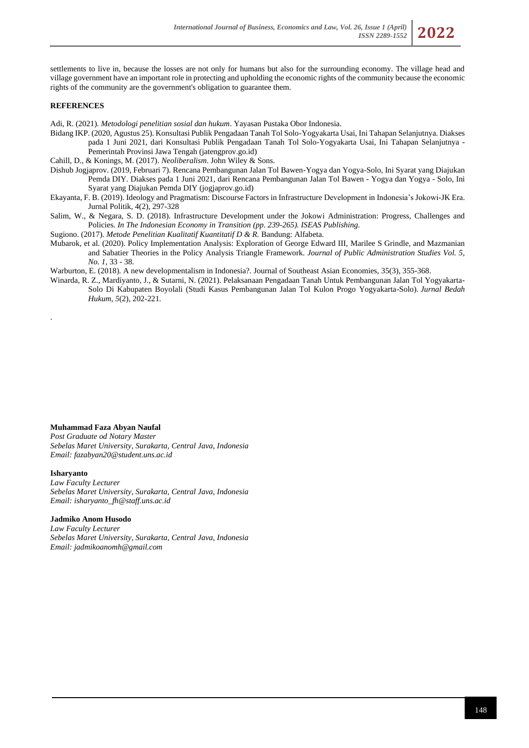settlements to live in, because the losses are not only for humans but also for the surrounding economy. The village head and village government have an important role in protecting and upholding the economic rights of the community because the economic rights of the community are the government's obligation to guarantee them.

## REFERENCES

Adi, R. (2021). *Metodologi penelitian sosial dan hukum*. Yayasan Pustaka Obor Indonesia.

Bidang IKP. (2020, Agustus 25). Konsultasi Publik Pengadaan Tanah Tol Solo-Yogyakarta Usai, Ini Tahapan Selanjutnya. Diakses pada 1 Juni 2021, dari Konsultasi Publik Pengadaan Tanah Tol Solo-Yogyakarta Usai, Ini Tahapan Selanjutnya - Pemerintah Provinsi Jawa Tengah (jatengprov.go.id)

Cahill, D., & Konings, M. (2017). *Neoliberalism*. John Wiley & Sons.

Dishub Jogjaprov. (2019, Februari 7). Rencana Pembangunan Jalan Tol Bawen-Yogya dan Yogya-Solo, Ini Syarat yang Diajukan Pemda DIY. Diakses pada 1 Juni 2021, dari Rencana Pembangunan Jalan Tol Bawen - Yogya dan Yogya - Solo, Ini Syarat yang Diajukan Pemda DIY (jogjaprov.go.id)

Ekayanta, F. B. (2019). Ideology and Pragmatism: Discourse Factors in Infrastructure Development in Indonesia's Jokowi-JK Era. Jurnal Politik, 4(2), 297-328

Salim, W., & Negara, S. D. (2018). Infrastructure Development under the Jokowi Administration: Progress, Challenges and Policies. *In The Indonesian Economy in Transition (pp. 239-265). ISEAS Publishing.*

Sugiono. (2017). *Metode Penelitian Kualitatif Kuantitatif D & R.* Bandung: Alfabeta.

Mubarok, et al. (2020). Policy Implementation Analysis: Exploration of George Edward III, Marilee S Grindle, and Mazmanian and Sabatier Theories in the Policy Analysis Triangle Framework. *Journal of Public Administration Studies Vol. 5, No. 1*, 33 - 38.

Warburton, E. (2018). A new developmentalism in Indonesia?. Journal of Southeast Asian Economies, 35(3), 355-368.

Winarda, R. Z., Mardiyanto, J., & Sutarni, N. (2021). Pelaksanaan Pengadaan Tanah Untuk Pembangunan Jalan Tol Yogyakarta-Solo Di Kabupaten Boyolali (Studi Kasus Pembangunan Jalan Tol Kulon Progo Yogyakarta-Solo). *Jurnal Bedah Hukum*, *5*(2), 202-221.

.

**Muhammad Faza Abyan Naufal**
*Post Graduate od Notary Master*
*Sebelas Maret University, Surakarta, Central Java, Indonesia*
*Email: fazabyan20@student.uns.ac.id*

**Isharyanto**
*Law Faculty Lecturer*
*Sebelas Maret University, Surakarta, Central Java, Indonesia*
*Email: isharyanto_fh@staff.uns.ac.id*

**Jadmiko Anom Husodo**
*Law Faculty Lecturer*
*Sebelas Maret University, Surakarta, Central Java, Indonesia*
*Email: jadmikoanomh@gmail.com*